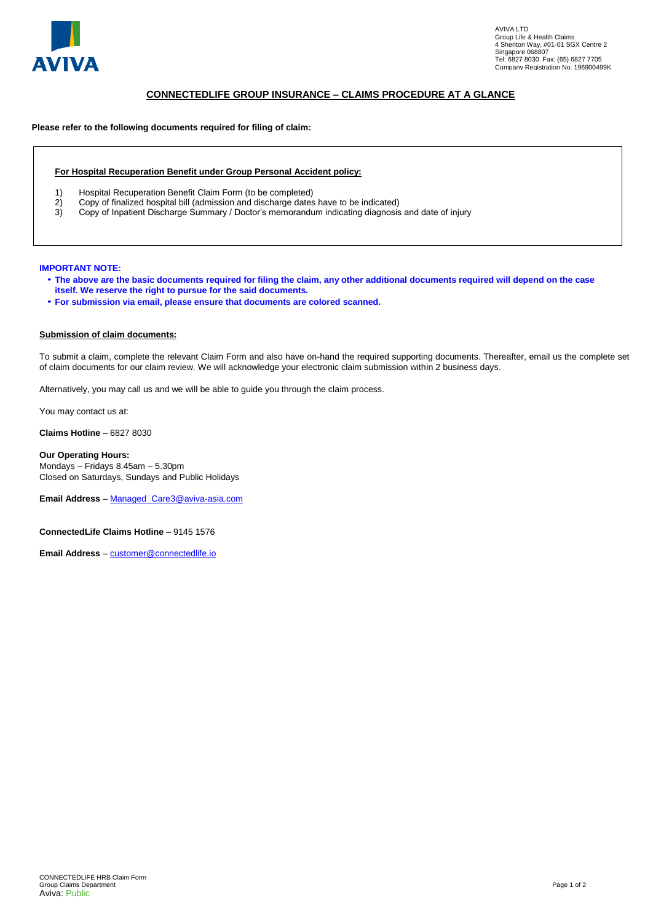AVIVA LTD
Group Life & Health Claims
4 Shenton Way, #01-01 SGX Centre 2
Singapore 068807
Tel: 6827 8030 Fax: (65) 6827 7705
Company Registration No. 196900499K

# CONNECTEDLIFE GROUP INSURANCE – CLAIMS PROCEDURE AT A GLANCE

**Please refer to the following documents required for filing of claim:**

**For Hospital Recuperation Benefit under Group Personal Accident policy:**

1) Hospital Recuperation Benefit Claim Form (to be completed)
2) Copy of finalized hospital bill (admission and discharge dates have to be indicated)
3) Copy of Inpatient Discharge Summary / Doctor's memorandum indicating diagnosis and date of injury

**IMPORTANT NOTE:**

- **The above are the basic documents required for filing the claim, any other additional documents required will depend on the case itself. We reserve the right to pursue for the said documents.**
- **For submission via email, please ensure that documents are colored scanned.**

**Submission of claim documents:**

To submit a claim, complete the relevant Claim Form and also have on-hand the required supporting documents. Thereafter, email us the complete set of claim documents for our claim review. We will acknowledge your electronic claim submission within 2 business days.

Alternatively, you may call us and we will be able to guide you through the claim process.

You may contact us at:

**Claims Hotline** – 6827 8030

**Our Operating Hours:**
Mondays – Fridays 8.45am – 5.30pm
Closed on Saturdays, Sundays and Public Holidays

**Email Address** – Managed_Care3@aviva-asia.com

**ConnectedLife Claims Hotline** – 9145 1576

**Email Address** – customer@connectedlife.io

CONNECTEDLIFE HRB Claim Form
Group Claims Department
Aviva: Public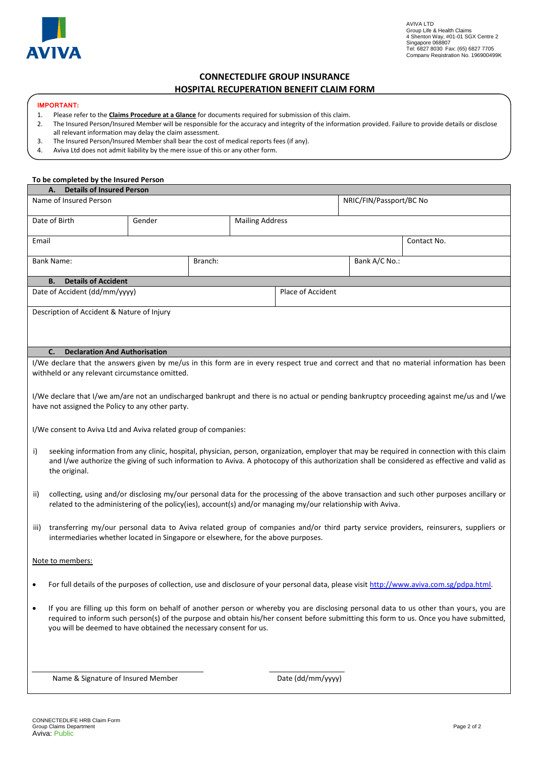AVIVA LTD
Group Life & Health Claims
4 Shenton Way, #01-01 SGX Centre 2
Singapore 068807
Tel: 6827 8030 Fax: (65) 6827 7705
Company Registration No. 196900499K

# CONNECTEDLIFE GROUP INSURANCE
# HOSPITAL RECUPERATION BENEFIT CLAIM FORM

**IMPORTANT:**

1. Please refer to the **Claims Procedure at a Glance** for documents required for submission of this claim.
2. The Insured Person/Insured Member will be responsible for the accuracy and integrity of the information provided. Failure to provide details or disclose all relevant information may delay the claim assessment.
3. The Insured Person/Insured Member shall bear the cost of medical reports fees (if any).
4. Aviva Ltd does not admit liability by the mere issue of this or any other form.

**To be completed by the Insured Person**

**A. Details of Insured Person**

| | | | |
|---|---|---|---|
| Name of Insured Person | | | NRIC/FIN/Passport/BC No |
| Date of Birth | Gender | Mailing Address | |
| Email | | | Contact No. |
| Bank Name: | Branch: | | Bank A/C No.: |

**B. Details of Accident**

| | |
|---|---|
| Date of Accident (dd/mm/yyyy) | Place of Accident |
| Description of Accident & Nature of Injury | |

**C. Declaration And Authorisation**

I/We declare that the answers given by me/us in this form are in every respect true and correct and that no material information has been withheld or any relevant circumstance omitted.

I/We declare that I/we am/are not an undischarged bankrupt and there is no actual or pending bankruptcy proceeding against me/us and I/we have not assigned the Policy to any other party.

I/We consent to Aviva Ltd and Aviva related group of companies:

i) seeking information from any clinic, hospital, physician, person, organization, employer that may be required in connection with this claim and I/we authorize the giving of such information to Aviva. A photocopy of this authorization shall be considered as effective and valid as the original.

ii) collecting, using and/or disclosing my/our personal data for the processing of the above transaction and such other purposes ancillary or related to the administering of the policy(ies), account(s) and/or managing my/our relationship with Aviva.

iii) transferring my/our personal data to Aviva related group of companies and/or third party service providers, reinsurers, suppliers or intermediaries whether located in Singapore or elsewhere, for the above purposes.

Note to members:

- For full details of the purposes of collection, use and disclosure of your personal data, please visit http://www.aviva.com.sg/pdpa.html.
- If you are filling up this form on behalf of another person or whereby you are disclosing personal data to us other than yours, you are required to inform such person(s) of the purpose and obtain his/her consent before submitting this form to us. Once you have submitted, you will be deemed to have obtained the necessary consent for us.

Name & Signature of Insured Member

Date (dd/mm/yyyy)

CONNECTEDLIFE HRB Claim Form
Group Claims Department
Aviva: Public